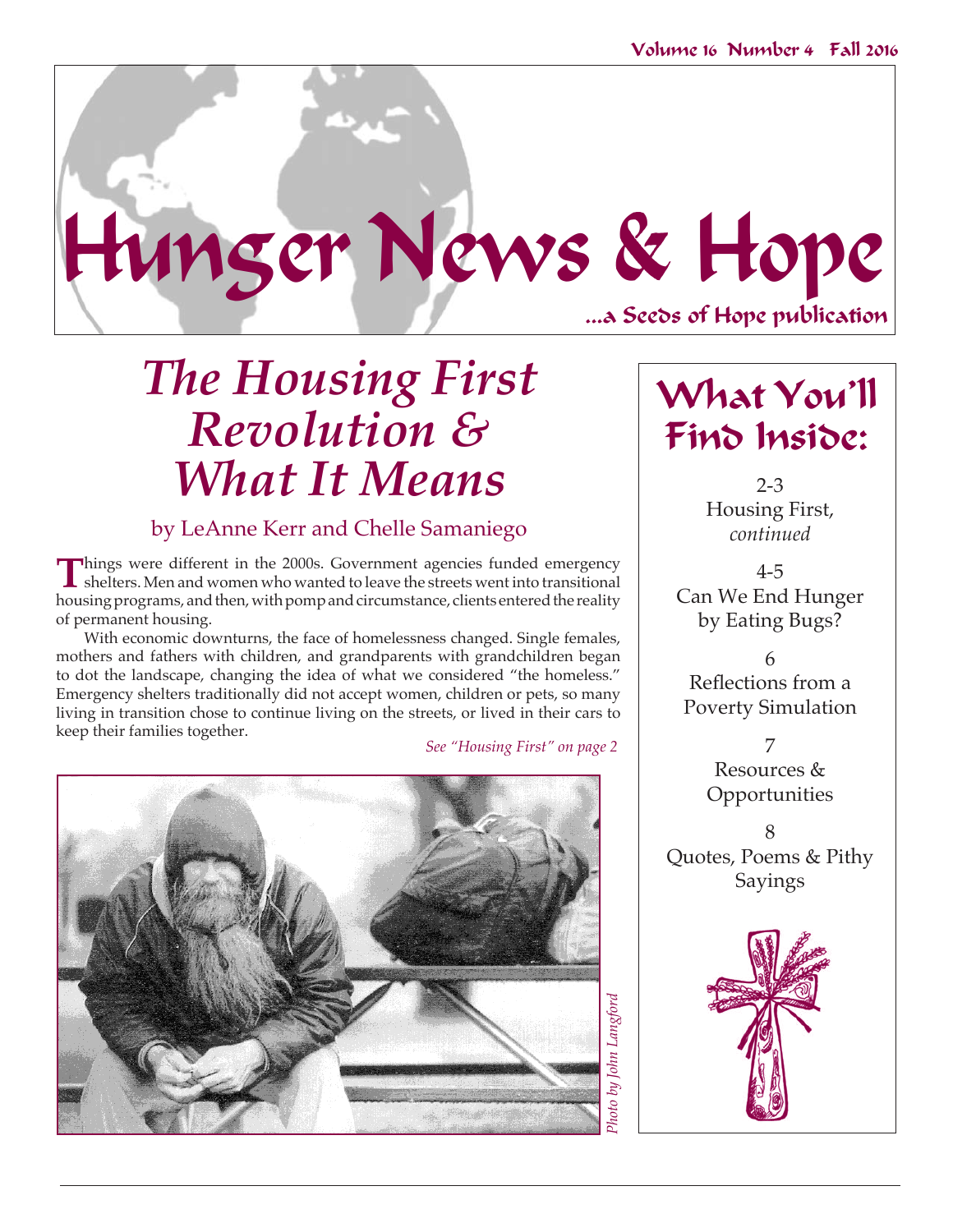Volume 16 Number 4 Fall 2016

# Hunger News & Hope

...a Seeds of Hope publication

# *The Housing First Revolution & What It Means*

by LeAnne Kerr and Chelle Samaniego

Things were different in the 2000s. Government agencies funded emergency shelters. Men and women who wanted to leave the streets went into transitional housing programs, and then, with pomp and circumstance, clients entered the reality of permanent housing.

With economic downturns, the face of homelessness changed. Single females, mothers and fathers with children, and grandparents with grandchildren began to dot the landscape, changing the idea of what we considered "the homeless." Emergency shelters traditionally did not accept women, children or pets, so many living in transition chose to continue living on the streets, or lived in their cars to keep their families together.

*See "Housing First" on page 2*

*Photo by John Langford*

## What You'll Find Inside:

2-3
Housing First, *continued*

4-5
Can We End Hunger by Eating Bugs?

6
Reflections from a Poverty Simulation

7
Resources & Opportunities

8
Quotes, Poems & Pithy Sayings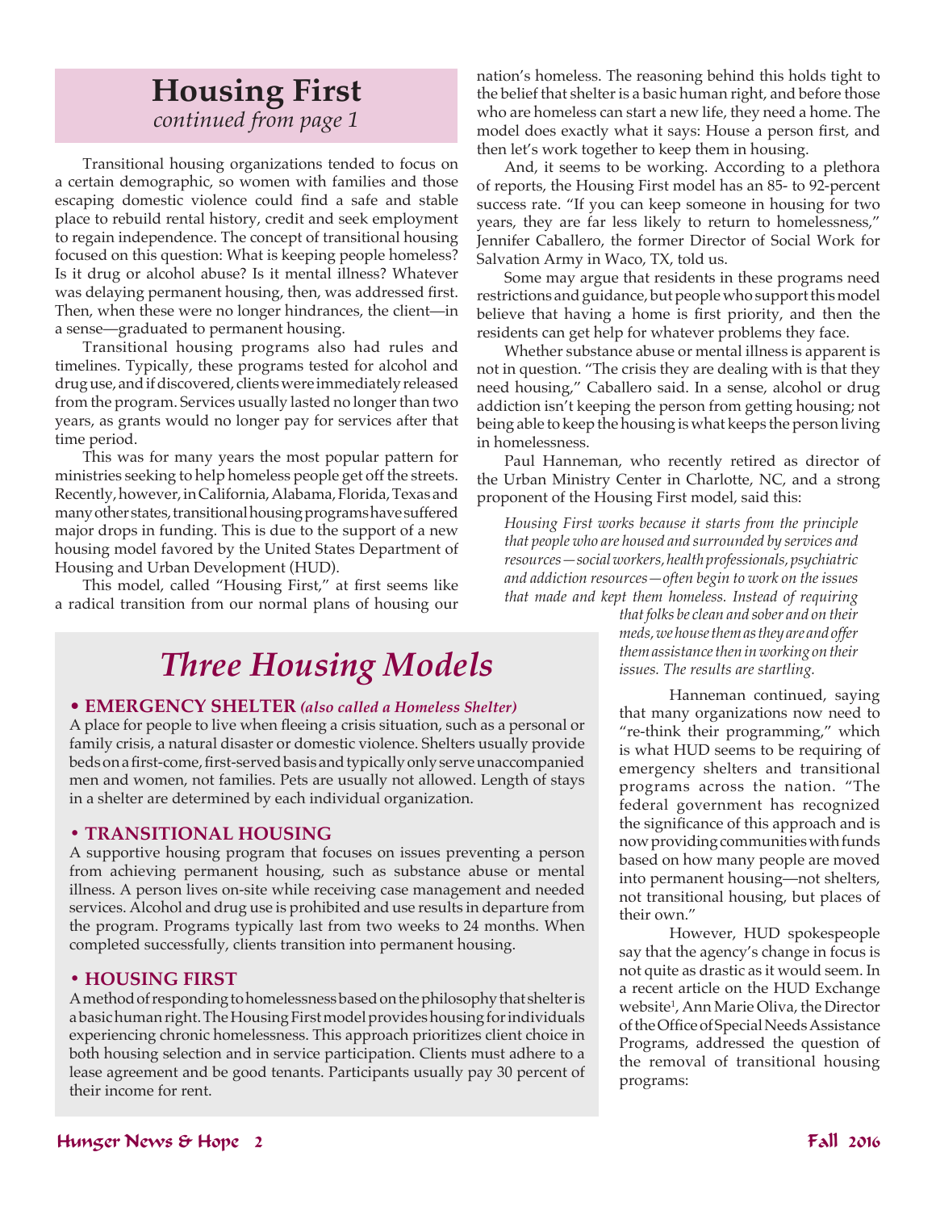# Housing First

*continued from page 1*

Transitional housing organizations tended to focus on a certain demographic, so women with families and those escaping domestic violence could find a safe and stable place to rebuild rental history, credit and seek employment to regain independence. The concept of transitional housing focused on this question: What is keeping people homeless? Is it drug or alcohol abuse? Is it mental illness? Whatever was delaying permanent housing, then, was addressed first. Then, when these were no longer hindrances, the client—in a sense—graduated to permanent housing.

Transitional housing programs also had rules and timelines. Typically, these programs tested for alcohol and drug use, and if discovered, clients were immediately released from the program. Services usually lasted no longer than two years, as grants would no longer pay for services after that time period.

This was for many years the most popular pattern for ministries seeking to help homeless people get off the streets. Recently, however, in California, Alabama, Florida, Texas and many other states, transitional housing programs have suffered major drops in funding. This is due to the support of a new housing model favored by the United States Department of Housing and Urban Development (HUD).

This model, called "Housing First," at first seems like a radical transition from our normal plans of housing our nation's homeless. The reasoning behind this holds tight to the belief that shelter is a basic human right, and before those who are homeless can start a new life, they need a home. The model does exactly what it says: House a person first, and then let's work together to keep them in housing.

And, it seems to be working. According to a plethora of reports, the Housing First model has an 85- to 92-percent success rate. "If you can keep someone in housing for two years, they are far less likely to return to homelessness," Jennifer Caballero, the former Director of Social Work for Salvation Army in Waco, TX, told us.

Some may argue that residents in these programs need restrictions and guidance, but people who support this model believe that having a home is first priority, and then the residents can get help for whatever problems they face.

Whether substance abuse or mental illness is apparent is not in question. "The crisis they are dealing with is that they need housing," Caballero said. In a sense, alcohol or drug addiction isn't keeping the person from getting housing; not being able to keep the housing is what keeps the person living in homelessness.

Paul Hanneman, who recently retired as director of the Urban Ministry Center in Charlotte, NC, and a strong proponent of the Housing First model, said this:

> *Housing First works because it starts from the principle that people who are housed and surrounded by services and resources—social workers, health professionals, psychiatric and addiction resources—often begin to work on the issues that made and kept them homeless. Instead of requiring that folks be clean and sober and on their meds, we house them as they are and offer them assistance then in working on their issues. The results are startling.*

Hanneman continued, saying that many organizations now need to "re-think their programming," which is what HUD seems to be requiring of emergency shelters and transitional programs across the nation. "The federal government has recognized the significance of this approach and is now providing communities with funds based on how many people are moved into permanent housing—not shelters, not transitional housing, but places of their own."

However, HUD spokespeople say that the agency's change in focus is not quite as drastic as it would seem. In a recent article on the HUD Exchange website[1], Ann Marie Oliva, the Director of the Office of Special Needs Assistance Programs, addressed the question of the removal of transitional housing programs:

## *Three Housing Models*

### • EMERGENCY SHELTER *(also called a Homeless Shelter)*

A place for people to live when fleeing a crisis situation, such as a personal or family crisis, a natural disaster or domestic violence. Shelters usually provide beds on a first-come, first-served basis and typically only serve unaccompanied men and women, not families. Pets are usually not allowed. Length of stays in a shelter are determined by each individual organization.

### • TRANSITIONAL HOUSING

A supportive housing program that focuses on issues preventing a person from achieving permanent housing, such as substance abuse or mental illness. A person lives on-site while receiving case management and needed services. Alcohol and drug use is prohibited and use results in departure from the program. Programs typically last from two weeks to 24 months. When completed successfully, clients transition into permanent housing.

### • HOUSING FIRST

A method of responding to homelessness based on the philosophy that shelter is a basic human right. The Housing First model provides housing for individuals experiencing chronic homelessness. This approach prioritizes client choice in both housing selection and in service participation. Clients must adhere to a lease agreement and be good tenants. Participants usually pay 30 percent of their income for rent.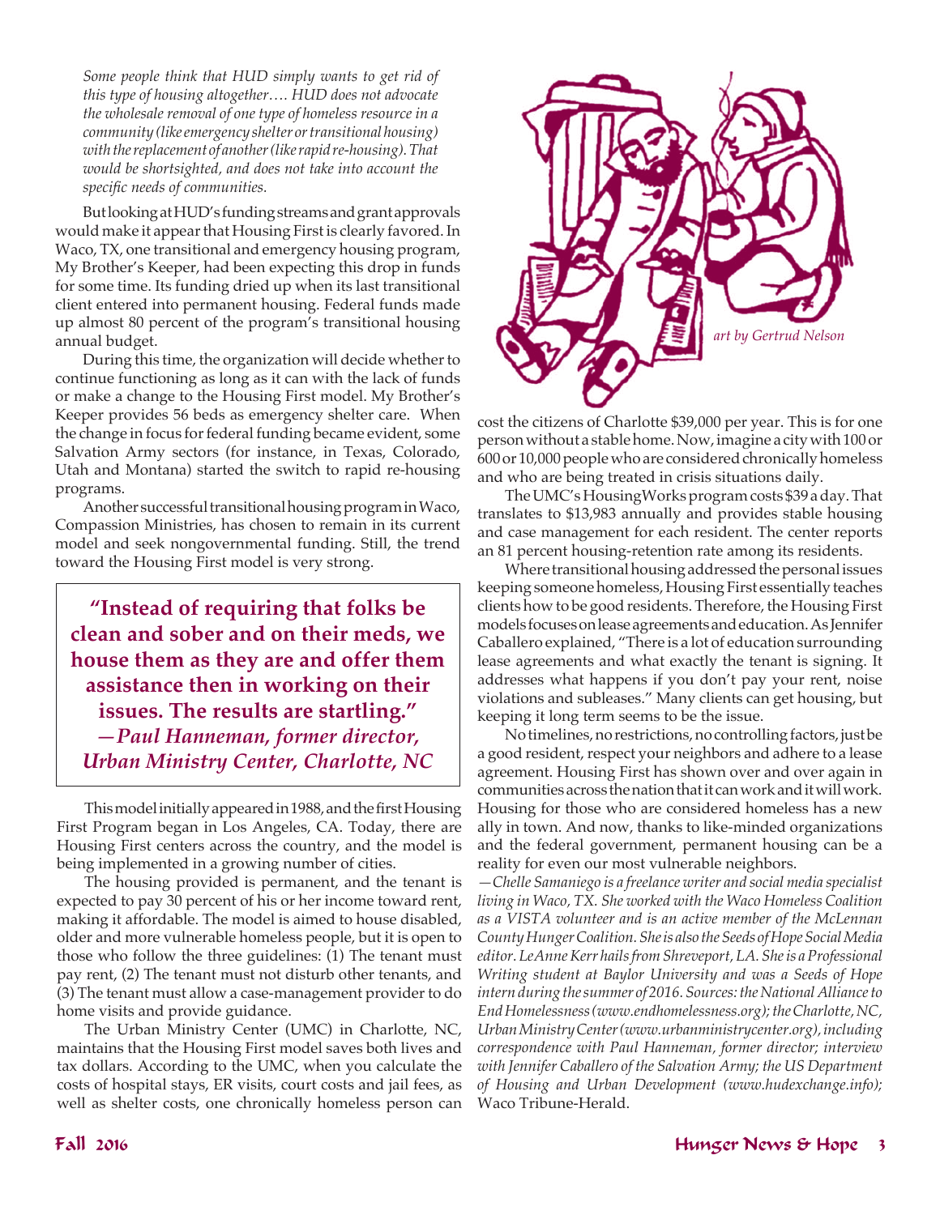*Some people think that HUD simply wants to get rid of this type of housing altogether…. HUD does not advocate the wholesale removal of one type of homeless resource in a community (like emergency shelter or transitional housing) with the replacement of another (like rapid re-housing). That would be shortsighted, and does not take into account the specific needs of communities.*

But looking at HUD's funding streams and grant approvals would make it appear that Housing First is clearly favored. In Waco, TX, one transitional and emergency housing program, My Brother's Keeper, had been expecting this drop in funds for some time. Its funding dried up when its last transitional client entered into permanent housing. Federal funds made up almost 80 percent of the program's transitional housing annual budget.

During this time, the organization will decide whether to continue functioning as long as it can with the lack of funds or make a change to the Housing First model. My Brother's Keeper provides 56 beds as emergency shelter care. When the change in focus for federal funding became evident, some Salvation Army sectors (for instance, in Texas, Colorado, Utah and Montana) started the switch to rapid re-housing programs.

Another successful transitional housing program in Waco, Compassion Ministries, has chosen to remain in its current model and seek nongovernmental funding. Still, the trend toward the Housing First model is very strong.

> **"Instead of requiring that folks be clean and sober and on their meds, we house them as they are and offer them assistance then in working on their issues. The results are startling."**
> ***—Paul Hanneman, former director, Urban Ministry Center, Charlotte, NC***

This model initially appeared in 1988, and the first Housing First Program began in Los Angeles, CA. Today, there are Housing First centers across the country, and the model is being implemented in a growing number of cities.

The housing provided is permanent, and the tenant is expected to pay 30 percent of his or her income toward rent, making it affordable. The model is aimed to house disabled, older and more vulnerable homeless people, but it is open to those who follow the three guidelines: (1) The tenant must pay rent, (2) The tenant must not disturb other tenants, and (3) The tenant must allow a case-management provider to do home visits and provide guidance.

The Urban Ministry Center (UMC) in Charlotte, NC, maintains that the Housing First model saves both lives and tax dollars. According to the UMC, when you calculate the costs of hospital stays, ER visits, court costs and jail fees, as well as shelter costs, one chronically homeless person can cost the citizens of Charlotte $39,000 per year. This is for one person without a stable home. Now, imagine a city with 100 or 600 or 10,000 people who are considered chronically homeless and who are being treated in crisis situations daily.

*art by Gertrud Nelson*

The UMC's HousingWorks program costs $39 a day. That translates to $13,983 annually and provides stable housing and case management for each resident. The center reports an 81 percent housing-retention rate among its residents.

Where transitional housing addressed the personal issues keeping someone homeless, Housing First essentially teaches clients how to be good residents. Therefore, the Housing First models focuses on lease agreements and education. As Jennifer Caballero explained, "There is a lot of education surrounding lease agreements and what exactly the tenant is signing. It addresses what happens if you don't pay your rent, noise violations and subleases." Many clients can get housing, but keeping it long term seems to be the issue.

No timelines, no restrictions, no controlling factors, just be a good resident, respect your neighbors and adhere to a lease agreement. Housing First has shown over and over again in communities across the nation that it can work and it will work. Housing for those who are considered homeless has a new ally in town. And now, thanks to like-minded organizations and the federal government, permanent housing can be a reality for even our most vulnerable neighbors.

*—Chelle Samaniego is a freelance writer and social media specialist living in Waco, TX. She worked with the Waco Homeless Coalition as a VISTA volunteer and is an active member of the McLennan County Hunger Coalition. She is also the Seeds of Hope Social Media editor. LeAnne Kerr hails from Shreveport, LA. She is a Professional Writing student at Baylor University and was a Seeds of Hope intern during the summer of 2016. Sources: the National Alliance to End Homelessness (www.endhomelessness.org); the Charlotte, NC, Urban Ministry Center (www.urbanministrycenter.org), including correspondence with Paul Hanneman, former director; interview with Jennifer Caballero of the Salvation Army; the US Department of Housing and Urban Development (www.hudexchange.info);* Waco Tribune-Herald.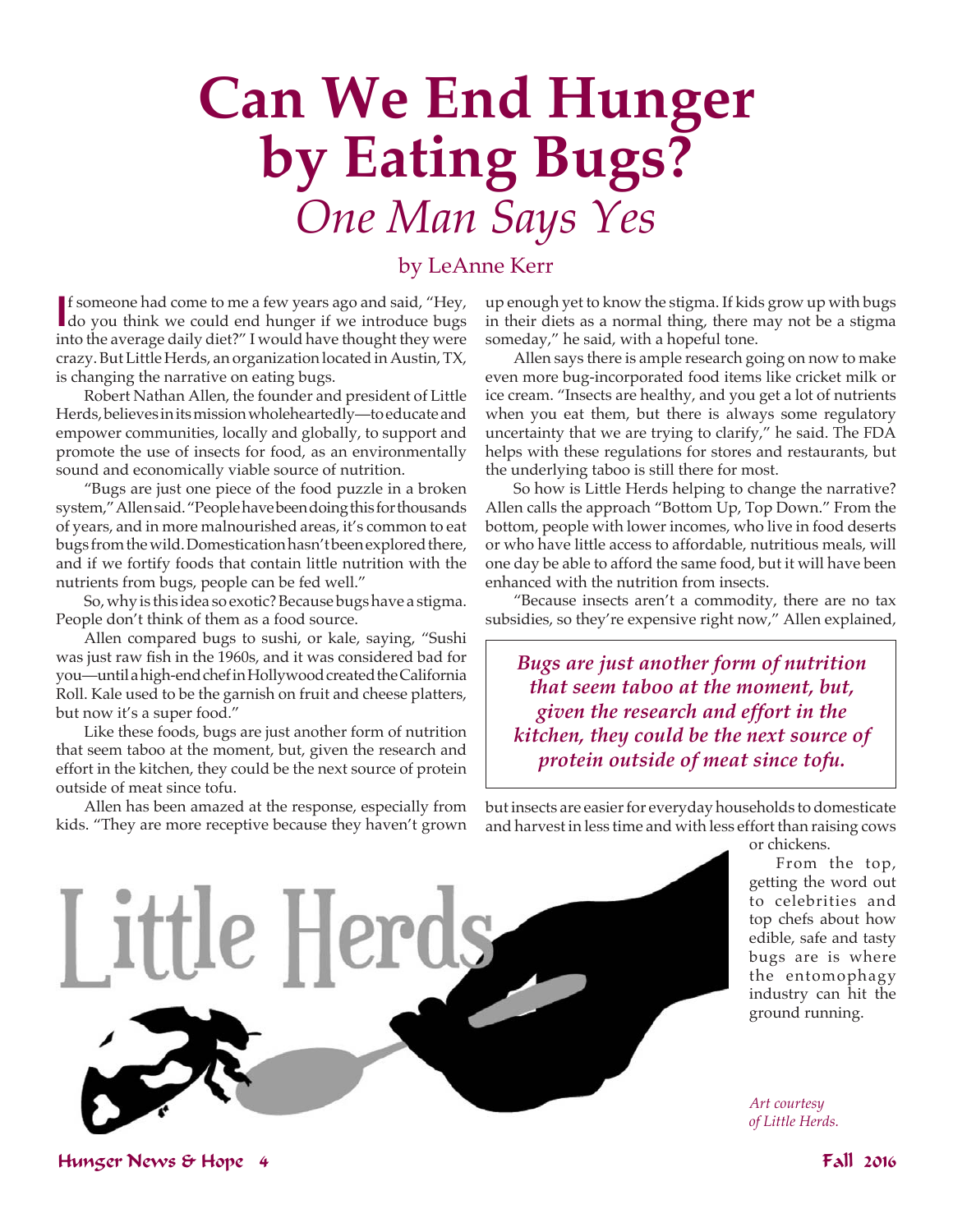# Can We End Hunger by Eating Bugs?

## *One Man Says Yes*

by LeAnne Kerr

If someone had come to me a few years ago and said, "Hey, do you think we could end hunger if we introduce bugs into the average daily diet?" I would have thought they were crazy. But Little Herds, an organization located in Austin, TX, is changing the narrative on eating bugs.

Robert Nathan Allen, the founder and president of Little Herds, believes in its mission wholeheartedly—to educate and empower communities, locally and globally, to support and promote the use of insects for food, as an environmentally sound and economically viable source of nutrition.

"Bugs are just one piece of the food puzzle in a broken system," Allen said. "People have been doing this for thousands of years, and in more malnourished areas, it's common to eat bugs from the wild. Domestication hasn't been explored there, and if we fortify foods that contain little nutrition with the nutrients from bugs, people can be fed well."

So, why is this idea so exotic? Because bugs have a stigma. People don't think of them as a food source.

Allen compared bugs to sushi, or kale, saying, "Sushi was just raw fish in the 1960s, and it was considered bad for you—until a high-end chef in Hollywood created the California Roll. Kale used to be the garnish on fruit and cheese platters, but now it's a super food."

Like these foods, bugs are just another form of nutrition that seem taboo at the moment, but, given the research and effort in the kitchen, they could be the next source of protein outside of meat since tofu.

Allen has been amazed at the response, especially from kids. "They are more receptive because they haven't grown up enough yet to know the stigma. If kids grow up with bugs in their diets as a normal thing, there may not be a stigma someday," he said, with a hopeful tone.

Allen says there is ample research going on now to make even more bug-incorporated food items like cricket milk or ice cream. "Insects are healthy, and you get a lot of nutrients when you eat them, but there is always some regulatory uncertainty that we are trying to clarify," he said. The FDA helps with these regulations for stores and restaurants, but the underlying taboo is still there for most.

So how is Little Herds helping to change the narrative? Allen calls the approach "Bottom Up, Top Down." From the bottom, people with lower incomes, who live in food deserts or who have little access to affordable, nutritious meals, will one day be able to afford the same food, but it will have been enhanced with the nutrition from insects.

"Because insects aren't a commodity, there are no tax subsidies, so they're expensive right now," Allen explained,

> ***Bugs are just another form of nutrition that seem taboo at the moment, but, given the research and effort in the kitchen, they could be the next source of protein outside of meat since tofu.***

but insects are easier for everyday households to domesticate and harvest in less time and with less effort than raising cows or chickens.

From the top, getting the word out to celebrities and top chefs about how edible, safe and tasty bugs are is where the entomophagy industry can hit the ground running.

*Art courtesy of Little Herds.*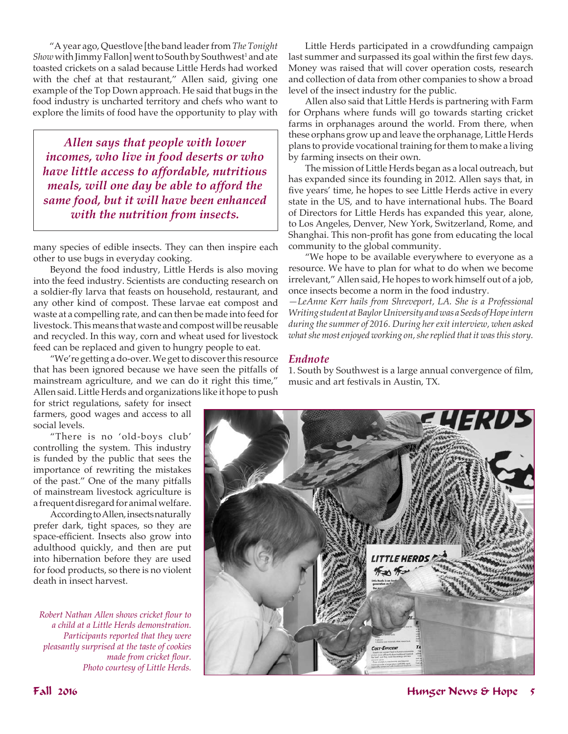"A year ago, Questlove [the band leader from *The Tonight Show* with Jimmy Fallon] went to South by Southwest[1] and ate toasted crickets on a salad because Little Herds had worked with the chef at that restaurant," Allen said, giving one example of the Top Down approach. He said that bugs in the food industry is uncharted territory and chefs who want to explore the limits of food have the opportunity to play with many species of edible insects. They can then inspire each other to use bugs in everyday cooking.

> ***Allen says that people with lower incomes, who live in food deserts or who have little access to affordable, nutritious meals, will one day be able to afford the same food, but it will have been enhanced with the nutrition from insects.***

Beyond the food industry, Little Herds is also moving into the feed industry. Scientists are conducting research on a soldier-fly larva that feasts on household, restaurant, and any other kind of compost. These larvae eat compost and waste at a compelling rate, and can then be made into feed for livestock. This means that waste and compost will be reusable and recycled. In this way, corn and wheat used for livestock feed can be replaced and given to hungry people to eat.

"We're getting a do-over. We get to discover this resource that has been ignored because we have seen the pitfalls of mainstream agriculture, and we can do it right this time," Allen said. Little Herds and organizations like it hope to push for strict regulations, safety for insect farmers, good wages and access to all social levels.

"There is no 'old-boys club' controlling the system. This industry is funded by the public that sees the importance of rewriting the mistakes of the past." One of the many pitfalls of mainstream livestock agriculture is a frequent disregard for animal welfare.

According to Allen, insects naturally prefer dark, tight spaces, so they are space-efficient. Insects also grow into adulthood quickly, and then are put into hibernation before they are used for food products, so there is no violent death in insect harvest.

*Robert Nathan Allen shows cricket flour to a child at a Little Herds demonstration. Participants reported that they were pleasantly surprised at the taste of cookies made from cricket flour. Photo courtesy of Little Herds.*

Little Herds participated in a crowdfunding campaign last summer and surpassed its goal within the first few days. Money was raised that will cover operation costs, research and collection of data from other companies to show a broad level of the insect industry for the public.

Allen also said that Little Herds is partnering with Farm for Orphans where funds will go towards starting cricket farms in orphanages around the world. From there, when these orphans grow up and leave the orphanage, Little Herds plans to provide vocational training for them to make a living by farming insects on their own.

The mission of Little Herds began as a local outreach, but has expanded since its founding in 2012. Allen says that, in five years' time, he hopes to see Little Herds active in every state in the US, and to have international hubs. The Board of Directors for Little Herds has expanded this year, alone, to Los Angeles, Denver, New York, Switzerland, Rome, and Shanghai. This non-profit has gone from educating the local community to the global community.

"We hope to be available everywhere to everyone as a resource. We have to plan for what to do when we become irrelevant," Allen said, He hopes to work himself out of a job, once insects become a norm in the food industry.

*—LeAnne Kerr hails from Shreveport, LA. She is a Professional Writing student at Baylor University and was a Seeds of Hope intern during the summer of 2016. During her exit interview, when asked what she most enjoyed working on, she replied that it was this story.*

### *Endnote*

1. South by Southwest is a large annual convergence of film, music and art festivals in Austin, TX.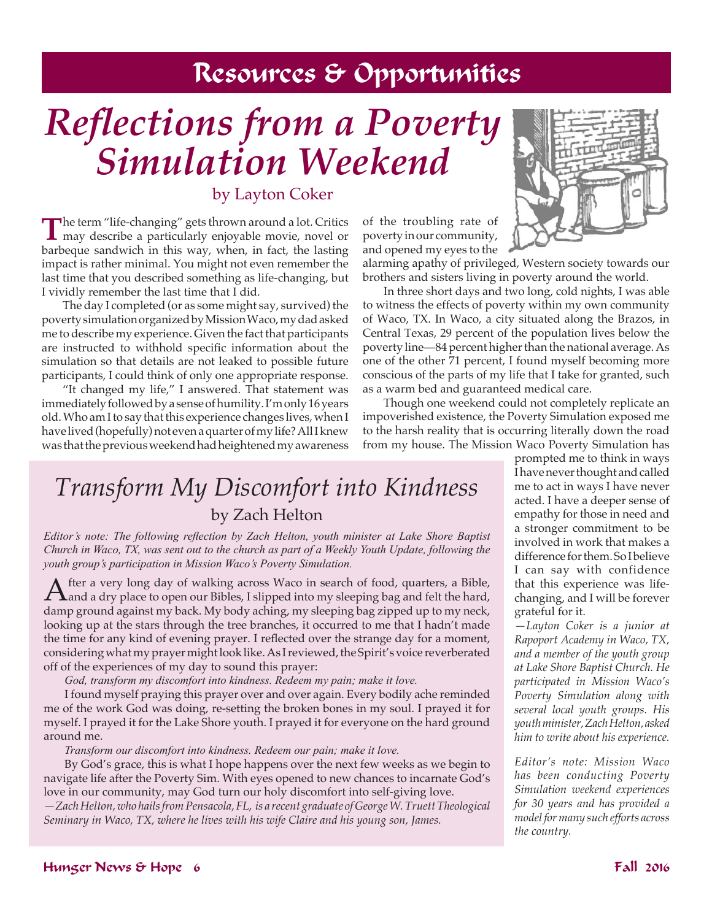## Resources & Opportunities

# Reflections from a Poverty Simulation Weekend

by Layton Coker

The term "life-changing" gets thrown around a lot. Critics may describe a particularly enjoyable movie, novel or barbeque sandwich in this way, when, in fact, the lasting impact is rather minimal. You might not even remember the last time that you described something as life-changing, but I vividly remember the last time that I did.

The day I completed (or as some might say, survived) the poverty simulation organized by Mission Waco, my dad asked me to describe my experience. Given the fact that participants are instructed to withhold specific information about the simulation so that details are not leaked to possible future participants, I could think of only one appropriate response.

"It changed my life," I answered. That statement was immediately followed by a sense of humility. I'm only 16 years old. Who am I to say that this experience changes lives, when I have lived (hopefully) not even a quarter of my life? All I knew was that the previous weekend had heightened my awareness of the troubling rate of poverty in our community, and opened my eyes to the alarming apathy of privileged, Western society towards our brothers and sisters living in poverty around the world.

In three short days and two long, cold nights, I was able to witness the effects of poverty within my own community of Waco, TX. In Waco, a city situated along the Brazos, in Central Texas, 29 percent of the population lives below the poverty line—84 percent higher than the national average. As one of the other 71 percent, I found myself becoming more conscious of the parts of my life that I take for granted, such as a warm bed and guaranteed medical care.

Though one weekend could not completely replicate an impoverished existence, the Poverty Simulation exposed me to the harsh reality that is occurring literally down the road from my house. The Mission Waco Poverty Simulation has prompted me to think in ways I have never thought and called me to act in ways I have never acted. I have a deeper sense of empathy for those in need and a stronger commitment to be involved in work that makes a difference for them. So I believe I can say with confidence that this experience was life-changing, and I will be forever grateful for it.

*—Layton Coker is a junior at Rapoport Academy in Waco, TX, and a member of the youth group at Lake Shore Baptist Church. He participated in Mission Waco's Poverty Simulation along with several local youth groups. His youth minister, Zach Helton, asked him to write about his experience.*

*Editor's note: Mission Waco has been conducting Poverty Simulation weekend experiences for 30 years and has provided a model for many such efforts across the country.*

# Transform My Discomfort into Kindness

by Zach Helton

*Editor's note: The following reflection by Zach Helton, youth minister at Lake Shore Baptist Church in Waco, TX, was sent out to the church as part of a Weekly Youth Update, following the youth group's participation in Mission Waco's Poverty Simulation.*

After a very long day of walking across Waco in search of food, quarters, a Bible, and a dry place to open our Bibles, I slipped into my sleeping bag and felt the hard, damp ground against my back. My body aching, my sleeping bag zipped up to my neck, looking up at the stars through the tree branches, it occurred to me that I hadn't made the time for any kind of evening prayer. I reflected over the strange day for a moment, considering what my prayer might look like. As I reviewed, the Spirit's voice reverberated off of the experiences of my day to sound this prayer:

*God, transform my discomfort into kindness. Redeem my pain; make it love.*

I found myself praying this prayer over and over again. Every bodily ache reminded me of the work God was doing, re-setting the broken bones in my soul. I prayed it for myself. I prayed it for the Lake Shore youth. I prayed it for everyone on the hard ground around me.

*Transform our discomfort into kindness. Redeem our pain; make it love.*

By God's grace, this is what I hope happens over the next few weeks as we begin to navigate life after the Poverty Sim. With eyes opened to new chances to incarnate God's love in our community, may God turn our holy discomfort into self-giving love.

*—Zach Helton, who hails from Pensacola, FL, is a recent graduate of George W. Truett Theological Seminary in Waco, TX, where he lives with his wife Claire and his young son, James.*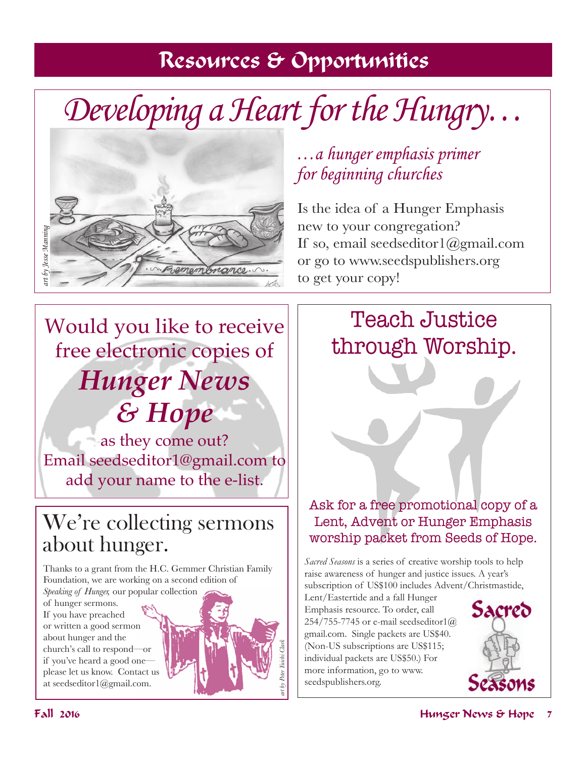# Resources & Opportunities

## Developing a Heart for the Hungry…

*art by Jesse Manning*

*…a hunger emphasis primer for beginning churches*

Is the idea of a Hunger Emphasis new to your congregation? If so, email seedseditor1@gmail.com or go to www.seedspublishers.org to get your copy!

## Would you like to receive free electronic copies of *Hunger News & Hope* as they come out?

Email seedseditor1@gmail.com to add your name to the e-list.

## We're collecting sermons about hunger.

Thanks to a grant from the H.C. Gemmer Christian Family Foundation, we are working on a second edition of *Speaking of Hunger,* our popular collection of hunger sermons. If you have preached or written a good sermon about hunger and the church's call to respond—or if you've heard a good one—please let us know. Contact us at seedseditor1@gmail.com.

*art by Peter Yuichi Clark*

## Teach Justice through Worship.

Ask for a free promotional copy of a Lent, Advent or Hunger Emphasis worship packet from Seeds of Hope.

*Sacred Seasons* is a series of creative worship tools to help raise awareness of hunger and justice issues. A year's subscription of US$100 includes Advent/Christmastide, Lent/Eastertide and a fall Hunger Emphasis resource. To order, call 254/755-7745 or e-mail seedseditor1@gmail.com. Single packets are US$40. (Non-US subscriptions are US$115; individual packets are US$50.) For more information, go to www.seedspublishers.org.

Sacred Seasons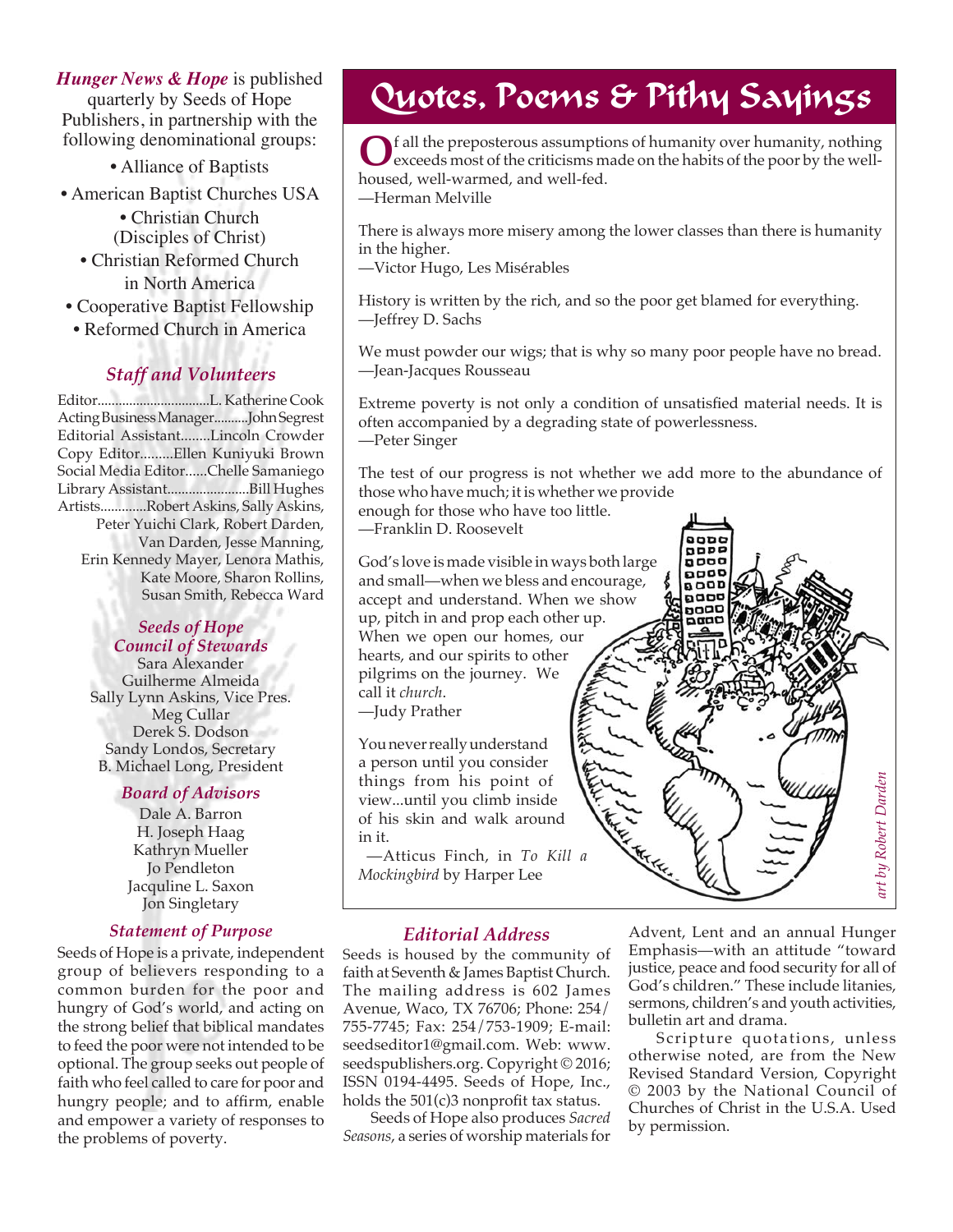***Hunger News & Hope*** is published quarterly by Seeds of Hope Publishers, in partnership with the following denominational groups:

- Alliance of Baptists
- American Baptist Churches USA
- Christian Church (Disciples of Christ)
- Christian Reformed Church in North America
- Cooperative Baptist Fellowship
- Reformed Church in America

### *Staff and Volunteers*

Editor................................L. Katherine Cook
Acting Business Manager..........John Segrest
Editorial Assistant........Lincoln Crowder
Copy Editor.........Ellen Kuniyuki Brown
Social Media Editor......Chelle Samaniego
Library Assistant.......................Bill Hughes
Artists.............Robert Askins, Sally Askins, Peter Yuichi Clark, Robert Darden, Van Darden, Jesse Manning, Erin Kennedy Mayer, Lenora Mathis, Kate Moore, Sharon Rollins, Susan Smith, Rebecca Ward

### *Seeds of Hope Council of Stewards*

Sara Alexander
Guilherme Almeida
Sally Lynn Askins, Vice Pres.
Meg Cullar
Derek S. Dodson
Sandy Londos, Secretary
B. Michael Long, President

### *Board of Advisors*

Dale A. Barron
H. Joseph Haag
Kathryn Mueller
Jo Pendleton
Jacquline L. Saxon
Jon Singletary

### *Statement of Purpose*

Seeds of Hope is a private, independent group of believers responding to a common burden for the poor and hungry of God's world, and acting on the strong belief that biblical mandates to feed the poor were not intended to be optional. The group seeks out people of faith who feel called to care for poor and hungry people; and to affirm, enable and empower a variety of responses to the problems of poverty.

# Quotes, Poems & Pithy Sayings

Of all the preposterous assumptions of humanity over humanity, nothing exceeds most of the criticisms made on the habits of the poor by the well-housed, well-warmed, and well-fed.
—Herman Melville

There is always more misery among the lower classes than there is humanity in the higher.
—Victor Hugo, Les Misérables

History is written by the rich, and so the poor get blamed for everything.
—Jeffrey D. Sachs

We must powder our wigs; that is why so many poor people have no bread.
—Jean-Jacques Rousseau

Extreme poverty is not only a condition of unsatisfied material needs. It is often accompanied by a degrading state of powerlessness.
—Peter Singer

The test of our progress is not whether we add more to the abundance of those who have much; it is whether we provide enough for those who have too little.
—Franklin D. Roosevelt

God's love is made visible in ways both large and small—when we bless and encourage, accept and understand. When we show up, pitch in and prop each other up. When we open our homes, our hearts, and our spirits to other pilgrims on the journey. We call it *church*.
—Judy Prather

You never really understand a person until you consider things from his point of view...until you climb inside of his skin and walk around in it.
—Atticus Finch, in *To Kill a Mockingbird* by Harper Lee

*art by Robert Darden*

### *Editorial Address*

Seeds is housed by the community of faith at Seventh & James Baptist Church. The mailing address is 602 James Avenue, Waco, TX 76706; Phone: 254/755-7745; Fax: 254/753-1909; E-mail: seedseditor1@gmail.com. Web: www.seedspublishers.org. Copyright © 2016; ISSN 0194-4495. Seeds of Hope, Inc., holds the 501(c)3 nonprofit tax status.

Seeds of Hope also produces *Sacred Seasons*, a series of worship materials for Advent, Lent and an annual Hunger Emphasis—with an attitude "toward justice, peace and food security for all of God's children." These include litanies, sermons, children's and youth activities, bulletin art and drama.

Scripture quotations, unless otherwise noted, are from the New Revised Standard Version, Copyright © 2003 by the National Council of Churches of Christ in the U.S.A. Used by permission.